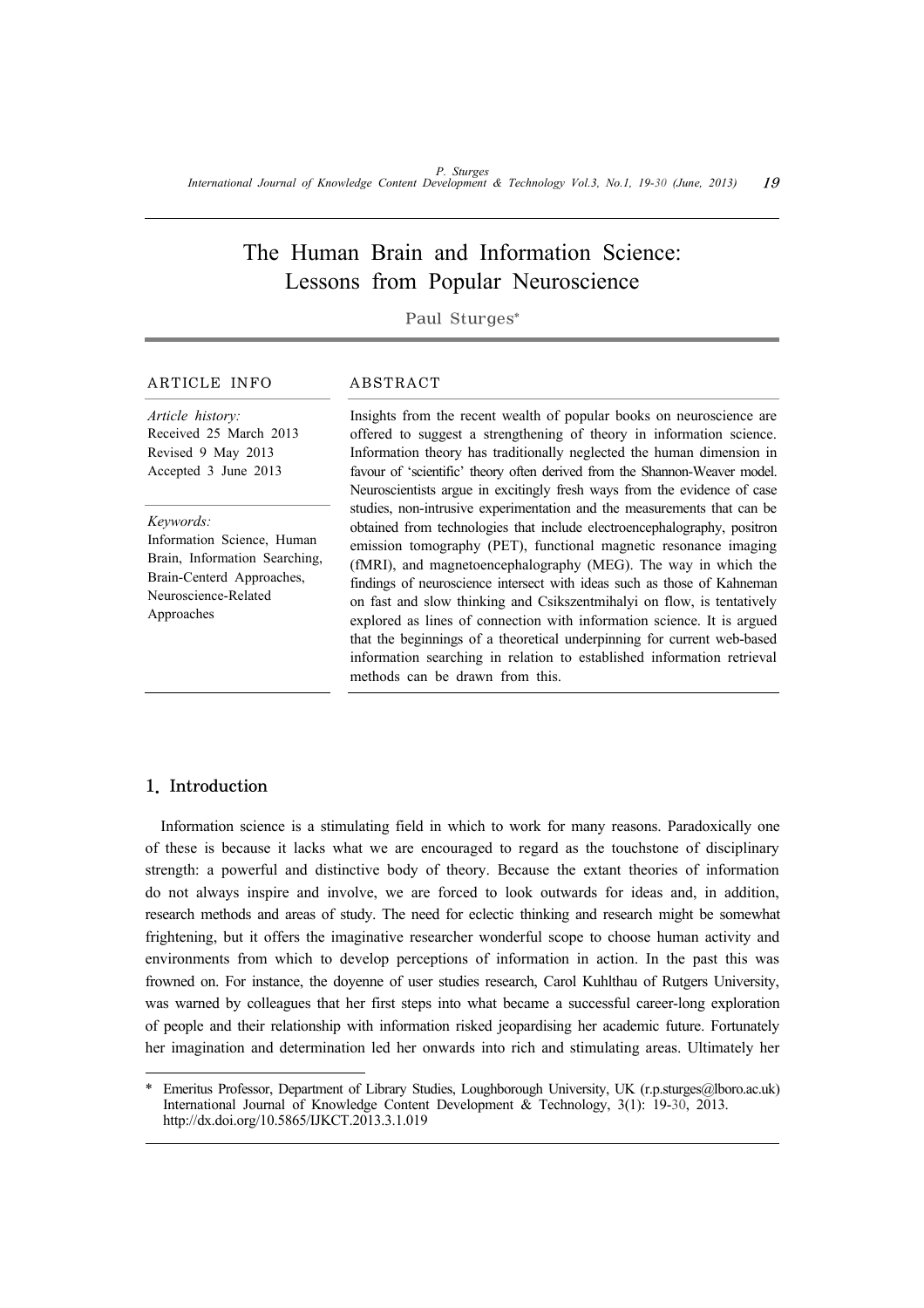# The Human Brain and Information Science: Lessons from Popular Neuroscience

Paul Sturges*

**ARTICLE INFO**

*Article history:*
Received 25 March 2013
Revised 9 May 2013
Accepted 3 June 2013

*Keywords:*
Information Science, Human Brain, Information Searching, Brain-Centerd Approaches, Neuroscience-Related Approaches

**ABSTRACT**

Insights from the recent wealth of popular books on neuroscience are offered to suggest a strengthening of theory in information science. Information theory has traditionally neglected the human dimension in favour of 'scientific' theory often derived from the Shannon-Weaver model. Neuroscientists argue in excitingly fresh ways from the evidence of case studies, non-intrusive experimentation and the measurements that can be obtained from technologies that include electroencephalography, positron emission tomography (PET), functional magnetic resonance imaging (fMRI), and magnetoencephalography (MEG). The way in which the findings of neuroscience intersect with ideas such as those of Kahneman on fast and slow thinking and Csikszentmihalyi on flow, is tentatively explored as lines of connection with information science. It is argued that the beginnings of a theoretical underpinning for current web-based information searching in relation to established information retrieval methods can be drawn from this.

## 1. Introduction

Information science is a stimulating field in which to work for many reasons. Paradoxically one of these is because it lacks what we are encouraged to regard as the touchstone of disciplinary strength: a powerful and distinctive body of theory. Because the extant theories of information do not always inspire and involve, we are forced to look outwards for ideas and, in addition, research methods and areas of study. The need for eclectic thinking and research might be somewhat frightening, but it offers the imaginative researcher wonderful scope to choose human activity and environments from which to develop perceptions of information in action. In the past this was frowned on. For instance, the doyenne of user studies research, Carol Kuhlthau of Rutgers University, was warned by colleagues that her first steps into what became a successful career-long exploration of people and their relationship with information risked jeopardising her academic future. Fortunately her imagination and determination led her onwards into rich and stimulating areas. Ultimately her

---

\* Emeritus Professor, Department of Library Studies, Loughborough University, UK (r.p.sturges@lboro.ac.uk)
International Journal of Knowledge Content Development & Technology, 3(1): 19-30, 2013.
http://dx.doi.org/10.5865/IJKCT.2013.3.1.019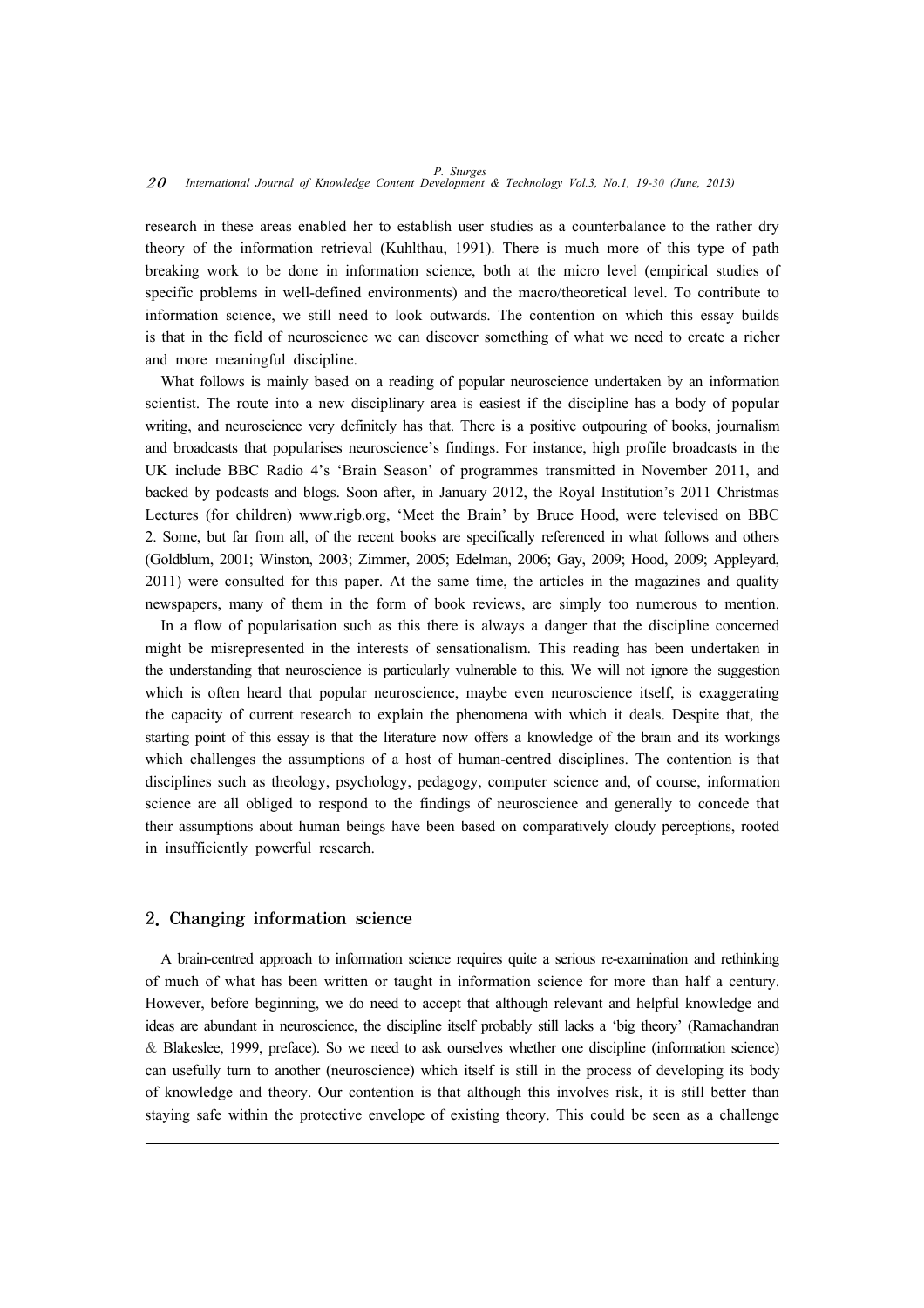research in these areas enabled her to establish user studies as a counterbalance to the rather dry theory of the information retrieval (Kuhlthau, 1991). There is much more of this type of path breaking work to be done in information science, both at the micro level (empirical studies of specific problems in well-defined environments) and the macro/theoretical level. To contribute to information science, we still need to look outwards. The contention on which this essay builds is that in the field of neuroscience we can discover something of what we need to create a richer and more meaningful discipline.

What follows is mainly based on a reading of popular neuroscience undertaken by an information scientist. The route into a new disciplinary area is easiest if the discipline has a body of popular writing, and neuroscience very definitely has that. There is a positive outpouring of books, journalism and broadcasts that popularises neuroscience's findings. For instance, high profile broadcasts in the UK include BBC Radio 4's 'Brain Season' of programmes transmitted in November 2011, and backed by podcasts and blogs. Soon after, in January 2012, the Royal Institution's 2011 Christmas Lectures (for children) www.rigb.org, 'Meet the Brain' by Bruce Hood, were televised on BBC 2. Some, but far from all, of the recent books are specifically referenced in what follows and others (Goldblum, 2001; Winston, 2003; Zimmer, 2005; Edelman, 2006; Gay, 2009; Hood, 2009; Appleyard, 2011) were consulted for this paper. At the same time, the articles in the magazines and quality newspapers, many of them in the form of book reviews, are simply too numerous to mention.

In a flow of popularisation such as this there is always a danger that the discipline concerned might be misrepresented in the interests of sensationalism. This reading has been undertaken in the understanding that neuroscience is particularly vulnerable to this. We will not ignore the suggestion which is often heard that popular neuroscience, maybe even neuroscience itself, is exaggerating the capacity of current research to explain the phenomena with which it deals. Despite that, the starting point of this essay is that the literature now offers a knowledge of the brain and its workings which challenges the assumptions of a host of human-centred disciplines. The contention is that disciplines such as theology, psychology, pedagogy, computer science and, of course, information science are all obliged to respond to the findings of neuroscience and generally to concede that their assumptions about human beings have been based on comparatively cloudy perceptions, rooted in insufficiently powerful research.

## 2. Changing information science

A brain-centred approach to information science requires quite a serious re-examination and rethinking of much of what has been written or taught in information science for more than half a century. However, before beginning, we do need to accept that although relevant and helpful knowledge and ideas are abundant in neuroscience, the discipline itself probably still lacks a 'big theory' (Ramachandran & Blakeslee, 1999, preface). So we need to ask ourselves whether one discipline (information science) can usefully turn to another (neuroscience) which itself is still in the process of developing its body of knowledge and theory. Our contention is that although this involves risk, it is still better than staying safe within the protective envelope of existing theory. This could be seen as a challenge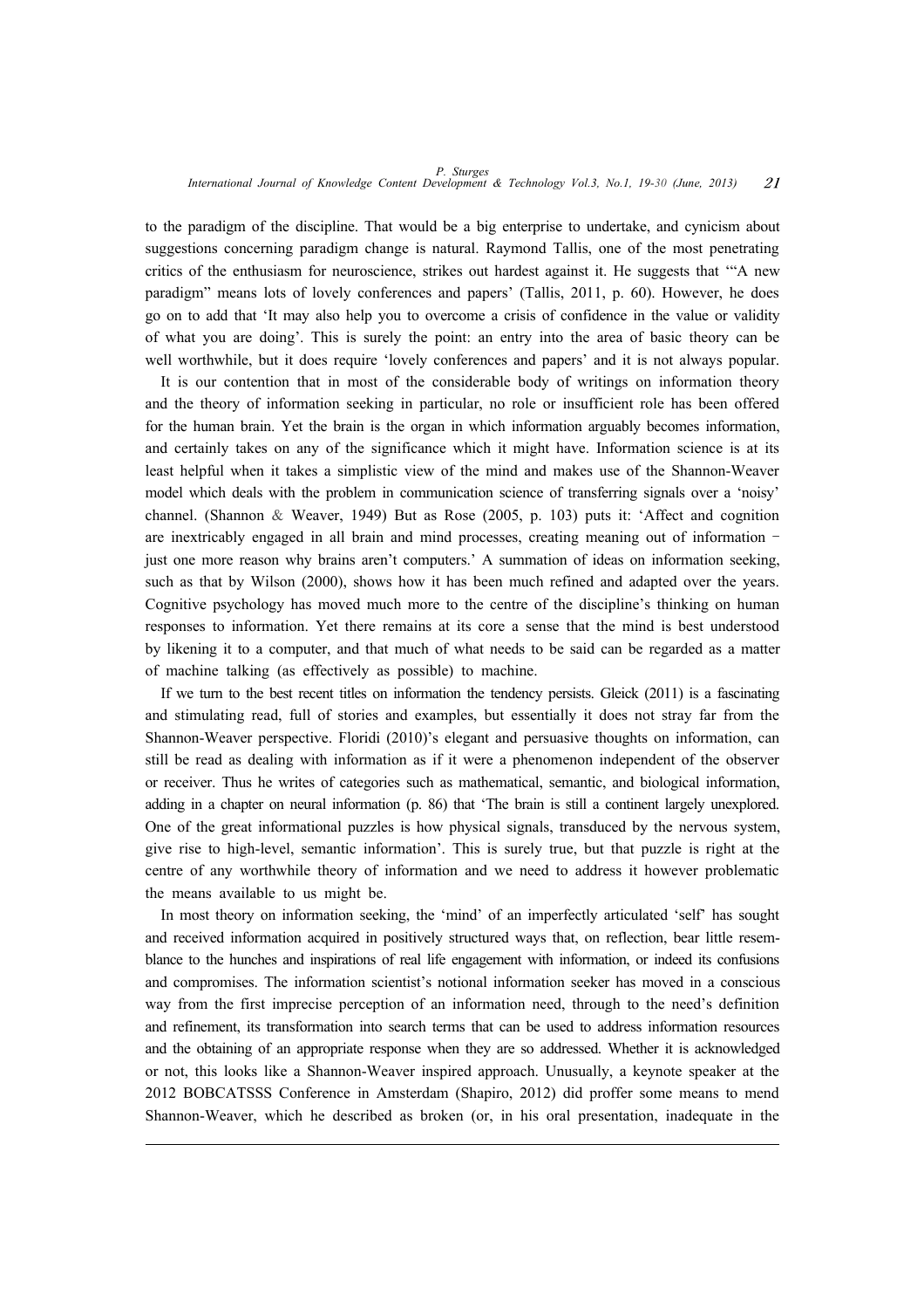to the paradigm of the discipline. That would be a big enterprise to undertake, and cynicism about suggestions concerning paradigm change is natural. Raymond Tallis, one of the most penetrating critics of the enthusiasm for neuroscience, strikes out hardest against it. He suggests that '"A new paradigm" means lots of lovely conferences and papers' (Tallis, 2011, p. 60). However, he does go on to add that 'It may also help you to overcome a crisis of confidence in the value or validity of what you are doing'. This is surely the point: an entry into the area of basic theory can be well worthwhile, but it does require 'lovely conferences and papers' and it is not always popular.

It is our contention that in most of the considerable body of writings on information theory and the theory of information seeking in particular, no role or insufficient role has been offered for the human brain. Yet the brain is the organ in which information arguably becomes information, and certainly takes on any of the significance which it might have. Information science is at its least helpful when it takes a simplistic view of the mind and makes use of the Shannon-Weaver model which deals with the problem in communication science of transferring signals over a 'noisy' channel. (Shannon & Weaver, 1949) But as Rose (2005, p. 103) puts it: 'Affect and cognition are inextricably engaged in all brain and mind processes, creating meaning out of information – just one more reason why brains aren't computers.' A summation of ideas on information seeking, such as that by Wilson (2000), shows how it has been much refined and adapted over the years. Cognitive psychology has moved much more to the centre of the discipline's thinking on human responses to information. Yet there remains at its core a sense that the mind is best understood by likening it to a computer, and that much of what needs to be said can be regarded as a matter of machine talking (as effectively as possible) to machine.

If we turn to the best recent titles on information the tendency persists. Gleick (2011) is a fascinating and stimulating read, full of stories and examples, but essentially it does not stray far from the Shannon-Weaver perspective. Floridi (2010)'s elegant and persuasive thoughts on information, can still be read as dealing with information as if it were a phenomenon independent of the observer or receiver. Thus he writes of categories such as mathematical, semantic, and biological information, adding in a chapter on neural information (p. 86) that 'The brain is still a continent largely unexplored. One of the great informational puzzles is how physical signals, transduced by the nervous system, give rise to high-level, semantic information'. This is surely true, but that puzzle is right at the centre of any worthwhile theory of information and we need to address it however problematic the means available to us might be.

In most theory on information seeking, the 'mind' of an imperfectly articulated 'self' has sought and received information acquired in positively structured ways that, on reflection, bear little resemblance to the hunches and inspirations of real life engagement with information, or indeed its confusions and compromises. The information scientist's notional information seeker has moved in a conscious way from the first imprecise perception of an information need, through to the need's definition and refinement, its transformation into search terms that can be used to address information resources and the obtaining of an appropriate response when they are so addressed. Whether it is acknowledged or not, this looks like a Shannon-Weaver inspired approach. Unusually, a keynote speaker at the 2012 BOBCATSSS Conference in Amsterdam (Shapiro, 2012) did proffer some means to mend Shannon-Weaver, which he described as broken (or, in his oral presentation, inadequate in the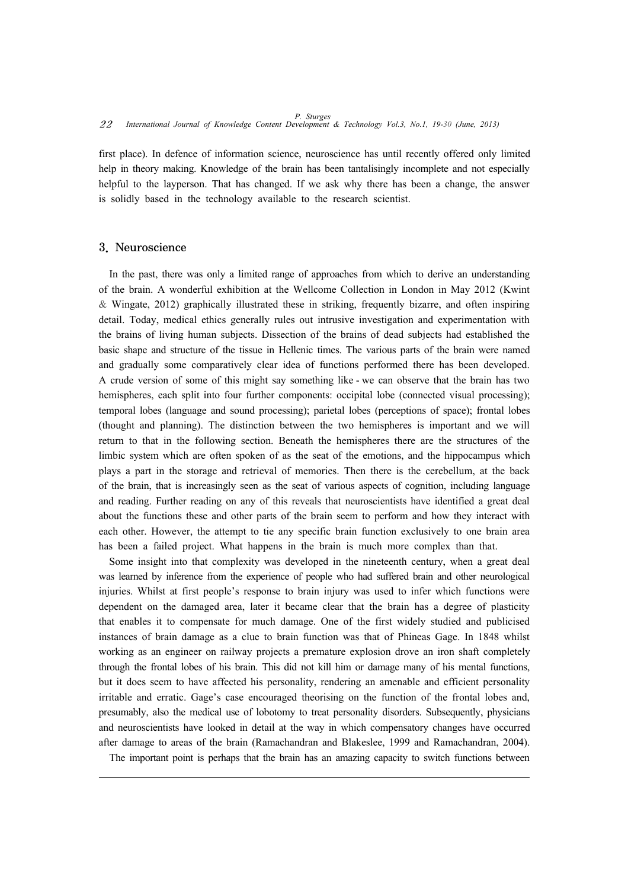first place). In defence of information science, neuroscience has until recently offered only limited help in theory making. Knowledge of the brain has been tantalisingly incomplete and not especially helpful to the layperson. That has changed. If we ask why there has been a change, the answer is solidly based in the technology available to the research scientist.

## 3. Neuroscience

In the past, there was only a limited range of approaches from which to derive an understanding of the brain. A wonderful exhibition at the Wellcome Collection in London in May 2012 (Kwint & Wingate, 2012) graphically illustrated these in striking, frequently bizarre, and often inspiring detail. Today, medical ethics generally rules out intrusive investigation and experimentation with the brains of living human subjects. Dissection of the brains of dead subjects had established the basic shape and structure of the tissue in Hellenic times. The various parts of the brain were named and gradually some comparatively clear idea of functions performed there has been developed. A crude version of some of this might say something like - we can observe that the brain has two hemispheres, each split into four further components: occipital lobe (connected visual processing); temporal lobes (language and sound processing); parietal lobes (perceptions of space); frontal lobes (thought and planning). The distinction between the two hemispheres is important and we will return to that in the following section. Beneath the hemispheres there are the structures of the limbic system which are often spoken of as the seat of the emotions, and the hippocampus which plays a part in the storage and retrieval of memories. Then there is the cerebellum, at the back of the brain, that is increasingly seen as the seat of various aspects of cognition, including language and reading. Further reading on any of this reveals that neuroscientists have identified a great deal about the functions these and other parts of the brain seem to perform and how they interact with each other. However, the attempt to tie any specific brain function exclusively to one brain area has been a failed project. What happens in the brain is much more complex than that.

Some insight into that complexity was developed in the nineteenth century, when a great deal was learned by inference from the experience of people who had suffered brain and other neurological injuries. Whilst at first people's response to brain injury was used to infer which functions were dependent on the damaged area, later it became clear that the brain has a degree of plasticity that enables it to compensate for much damage. One of the first widely studied and publicised instances of brain damage as a clue to brain function was that of Phineas Gage. In 1848 whilst working as an engineer on railway projects a premature explosion drove an iron shaft completely through the frontal lobes of his brain. This did not kill him or damage many of his mental functions, but it does seem to have affected his personality, rendering an amenable and efficient personality irritable and erratic. Gage's case encouraged theorising on the function of the frontal lobes and, presumably, also the medical use of lobotomy to treat personality disorders. Subsequently, physicians and neuroscientists have looked in detail at the way in which compensatory changes have occurred after damage to areas of the brain (Ramachandran and Blakeslee, 1999 and Ramachandran, 2004).

The important point is perhaps that the brain has an amazing capacity to switch functions between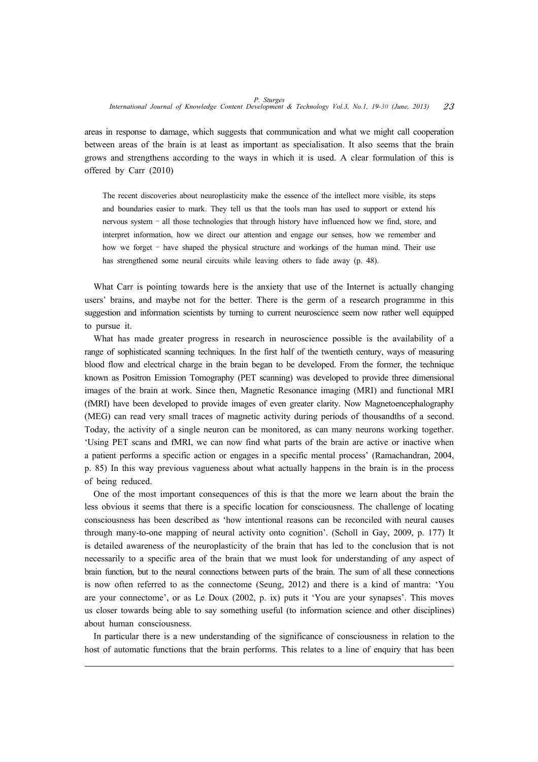areas in response to damage, which suggests that communication and what we might call cooperation between areas of the brain is at least as important as specialisation. It also seems that the brain grows and strengthens according to the ways in which it is used. A clear formulation of this is offered by Carr (2010)

> The recent discoveries about neuroplasticity make the essence of the intellect more visible, its steps and boundaries easier to mark. They tell us that the tools man has used to support or extend his nervous system – all those technologies that through history have influenced how we find, store, and interpret information, how we direct our attention and engage our senses, how we remember and how we forget – have shaped the physical structure and workings of the human mind. Their use has strengthened some neural circuits while leaving others to fade away (p. 48).

What Carr is pointing towards here is the anxiety that use of the Internet is actually changing users' brains, and maybe not for the better. There is the germ of a research programme in this suggestion and information scientists by turning to current neuroscience seem now rather well equipped to pursue it.

What has made greater progress in research in neuroscience possible is the availability of a range of sophisticated scanning techniques. In the first half of the twentieth century, ways of measuring blood flow and electrical charge in the brain began to be developed. From the former, the technique known as Positron Emission Tomography (PET scanning) was developed to provide three dimensional images of the brain at work. Since then, Magnetic Resonance imaging (MRI) and functional MRI (fMRI) have been developed to provide images of even greater clarity. Now Magnetoencephalography (MEG) can read very small traces of magnetic activity during periods of thousandths of a second. Today, the activity of a single neuron can be monitored, as can many neurons working together. 'Using PET scans and fMRI, we can now find what parts of the brain are active or inactive when a patient performs a specific action or engages in a specific mental process' (Ramachandran, 2004, p. 85) In this way previous vagueness about what actually happens in the brain is in the process of being reduced.

One of the most important consequences of this is that the more we learn about the brain the less obvious it seems that there is a specific location for consciousness. The challenge of locating consciousness has been described as 'how intentional reasons can be reconciled with neural causes through many-to-one mapping of neural activity onto cognition'. (Scholl in Gay, 2009, p. 177) It is detailed awareness of the neuroplasticity of the brain that has led to the conclusion that is not necessarily to a specific area of the brain that we must look for understanding of any aspect of brain function, but to the neural connections between parts of the brain. The sum of all these connections is now often referred to as the connectome (Seung, 2012) and there is a kind of mantra: 'You are your connectome', or as Le Doux (2002, p. ix) puts it 'You are your synapses'. This moves us closer towards being able to say something useful (to information science and other disciplines) about human consciousness.

In particular there is a new understanding of the significance of consciousness in relation to the host of automatic functions that the brain performs. This relates to a line of enquiry that has been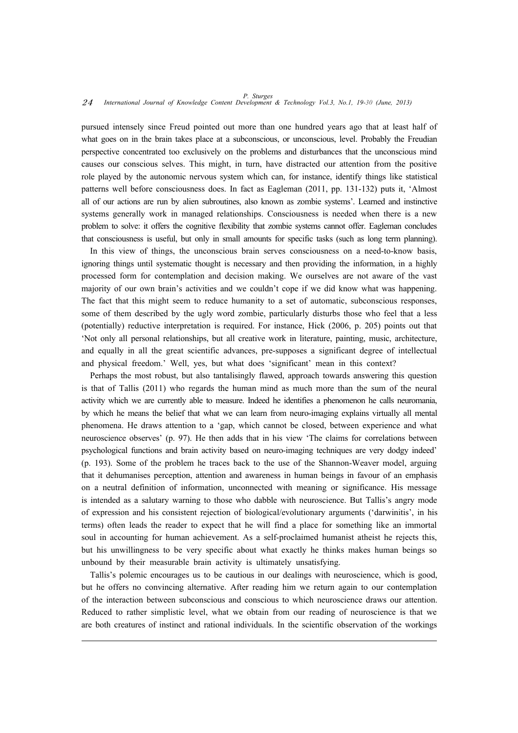pursued intensely since Freud pointed out more than one hundred years ago that at least half of what goes on in the brain takes place at a subconscious, or unconscious, level. Probably the Freudian perspective concentrated too exclusively on the problems and disturbances that the unconscious mind causes our conscious selves. This might, in turn, have distracted our attention from the positive role played by the autonomic nervous system which can, for instance, identify things like statistical patterns well before consciousness does. In fact as Eagleman (2011, pp. 131-132) puts it, 'Almost all of our actions are run by alien subroutines, also known as zombie systems'. Learned and instinctive systems generally work in managed relationships. Consciousness is needed when there is a new problem to solve: it offers the cognitive flexibility that zombie systems cannot offer. Eagleman concludes that consciousness is useful, but only in small amounts for specific tasks (such as long term planning).

In this view of things, the unconscious brain serves consciousness on a need-to-know basis, ignoring things until systematic thought is necessary and then providing the information, in a highly processed form for contemplation and decision making. We ourselves are not aware of the vast majority of our own brain's activities and we couldn't cope if we did know what was happening. The fact that this might seem to reduce humanity to a set of automatic, subconscious responses, some of them described by the ugly word zombie, particularly disturbs those who feel that a less (potentially) reductive interpretation is required. For instance, Hick (2006, p. 205) points out that 'Not only all personal relationships, but all creative work in literature, painting, music, architecture, and equally in all the great scientific advances, pre-supposes a significant degree of intellectual and physical freedom.' Well, yes, but what does 'significant' mean in this context?

Perhaps the most robust, but also tantalisingly flawed, approach towards answering this question is that of Tallis (2011) who regards the human mind as much more than the sum of the neural activity which we are currently able to measure. Indeed he identifies a phenomenon he calls neuromania, by which he means the belief that what we can learn from neuro-imaging explains virtually all mental phenomena. He draws attention to a 'gap, which cannot be closed, between experience and what neuroscience observes' (p. 97). He then adds that in his view 'The claims for correlations between psychological functions and brain activity based on neuro-imaging techniques are very dodgy indeed' (p. 193). Some of the problem he traces back to the use of the Shannon-Weaver model, arguing that it dehumanises perception, attention and awareness in human beings in favour of an emphasis on a neutral definition of information, unconnected with meaning or significance. His message is intended as a salutary warning to those who dabble with neuroscience. But Tallis's angry mode of expression and his consistent rejection of biological/evolutionary arguments ('darwinitis', in his terms) often leads the reader to expect that he will find a place for something like an immortal soul in accounting for human achievement. As a self-proclaimed humanist atheist he rejects this, but his unwillingness to be very specific about what exactly he thinks makes human beings so unbound by their measurable brain activity is ultimately unsatisfying.

Tallis's polemic encourages us to be cautious in our dealings with neuroscience, which is good, but he offers no convincing alternative. After reading him we return again to our contemplation of the interaction between subconscious and conscious to which neuroscience draws our attention. Reduced to rather simplistic level, what we obtain from our reading of neuroscience is that we are both creatures of instinct and rational individuals. In the scientific observation of the workings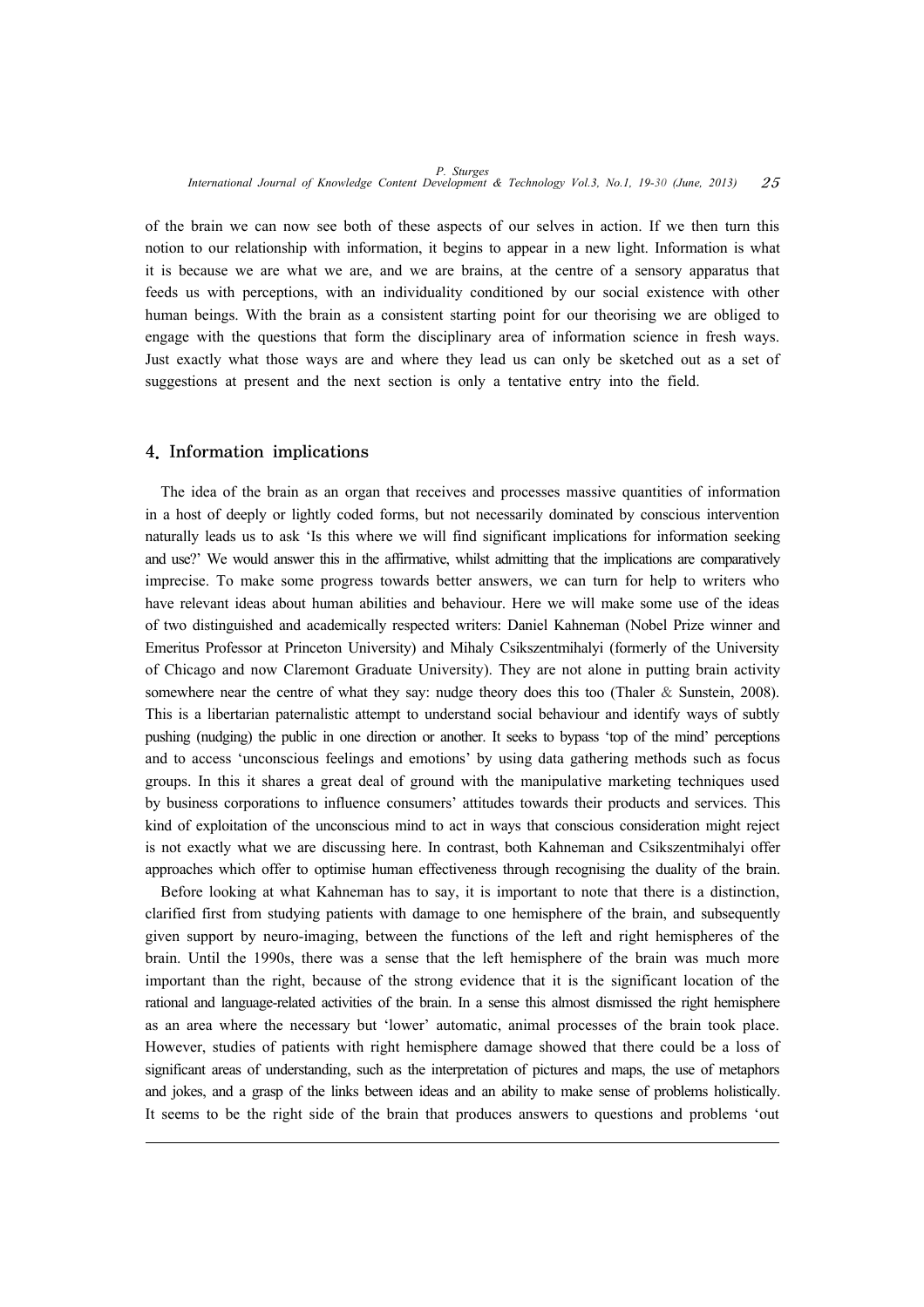of the brain we can now see both of these aspects of our selves in action. If we then turn this notion to our relationship with information, it begins to appear in a new light. Information is what it is because we are what we are, and we are brains, at the centre of a sensory apparatus that feeds us with perceptions, with an individuality conditioned by our social existence with other human beings. With the brain as a consistent starting point for our theorising we are obliged to engage with the questions that form the disciplinary area of information science in fresh ways. Just exactly what those ways are and where they lead us can only be sketched out as a set of suggestions at present and the next section is only a tentative entry into the field.

## 4. Information implications

The idea of the brain as an organ that receives and processes massive quantities of information in a host of deeply or lightly coded forms, but not necessarily dominated by conscious intervention naturally leads us to ask 'Is this where we will find significant implications for information seeking and use?' We would answer this in the affirmative, whilst admitting that the implications are comparatively imprecise. To make some progress towards better answers, we can turn for help to writers who have relevant ideas about human abilities and behaviour. Here we will make some use of the ideas of two distinguished and academically respected writers: Daniel Kahneman (Nobel Prize winner and Emeritus Professor at Princeton University) and Mihaly Csikszentmihalyi (formerly of the University of Chicago and now Claremont Graduate University). They are not alone in putting brain activity somewhere near the centre of what they say: nudge theory does this too (Thaler & Sunstein, 2008). This is a libertarian paternalistic attempt to understand social behaviour and identify ways of subtly pushing (nudging) the public in one direction or another. It seeks to bypass 'top of the mind' perceptions and to access 'unconscious feelings and emotions' by using data gathering methods such as focus groups. In this it shares a great deal of ground with the manipulative marketing techniques used by business corporations to influence consumers' attitudes towards their products and services. This kind of exploitation of the unconscious mind to act in ways that conscious consideration might reject is not exactly what we are discussing here. In contrast, both Kahneman and Csikszentmihalyi offer approaches which offer to optimise human effectiveness through recognising the duality of the brain.

Before looking at what Kahneman has to say, it is important to note that there is a distinction, clarified first from studying patients with damage to one hemisphere of the brain, and subsequently given support by neuro-imaging, between the functions of the left and right hemispheres of the brain. Until the 1990s, there was a sense that the left hemisphere of the brain was much more important than the right, because of the strong evidence that it is the significant location of the rational and language-related activities of the brain. In a sense this almost dismissed the right hemisphere as an area where the necessary but 'lower' automatic, animal processes of the brain took place. However, studies of patients with right hemisphere damage showed that there could be a loss of significant areas of understanding, such as the interpretation of pictures and maps, the use of metaphors and jokes, and a grasp of the links between ideas and an ability to make sense of problems holistically. It seems to be the right side of the brain that produces answers to questions and problems 'out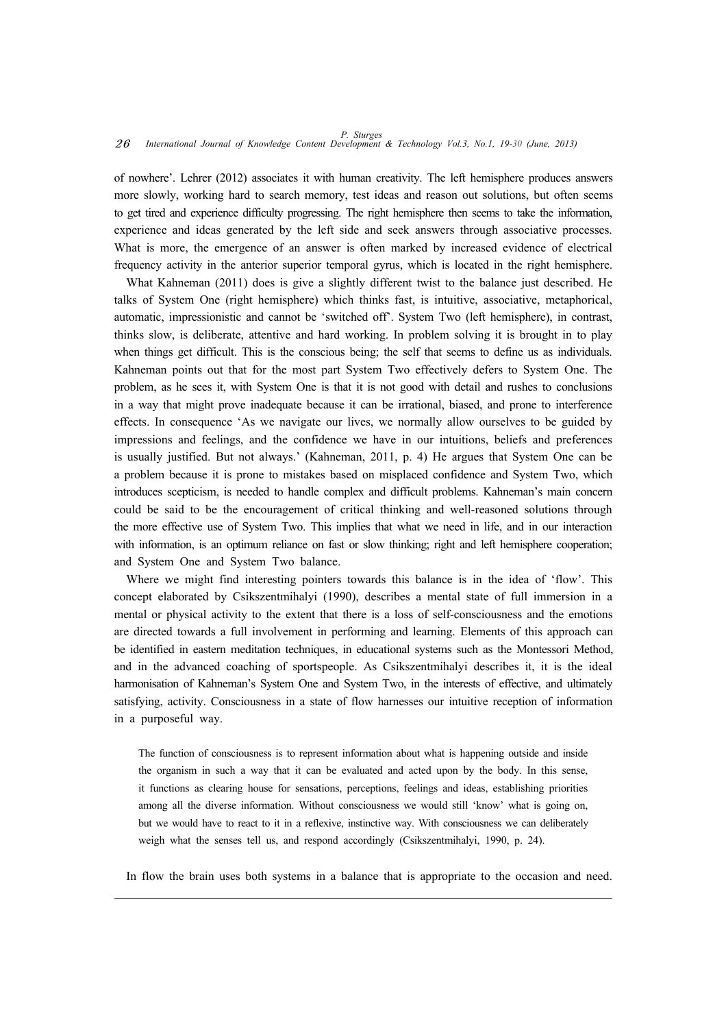of nowhere'. Lehrer (2012) associates it with human creativity. The left hemisphere produces answers more slowly, working hard to search memory, test ideas and reason out solutions, but often seems to get tired and experience difficulty progressing. The right hemisphere then seems to take the information, experience and ideas generated by the left side and seek answers through associative processes. What is more, the emergence of an answer is often marked by increased evidence of electrical frequency activity in the anterior superior temporal gyrus, which is located in the right hemisphere.

What Kahneman (2011) does is give a slightly different twist to the balance just described. He talks of System One (right hemisphere) which thinks fast, is intuitive, associative, metaphorical, automatic, impressionistic and cannot be 'switched off'. System Two (left hemisphere), in contrast, thinks slow, is deliberate, attentive and hard working. In problem solving it is brought in to play when things get difficult. This is the conscious being; the self that seems to define us as individuals. Kahneman points out that for the most part System Two effectively defers to System One. The problem, as he sees it, with System One is that it is not good with detail and rushes to conclusions in a way that might prove inadequate because it can be irrational, biased, and prone to interference effects. In consequence 'As we navigate our lives, we normally allow ourselves to be guided by impressions and feelings, and the confidence we have in our intuitions, beliefs and preferences is usually justified. But not always.' (Kahneman, 2011, p. 4) He argues that System One can be a problem because it is prone to mistakes based on misplaced confidence and System Two, which introduces scepticism, is needed to handle complex and difficult problems. Kahneman's main concern could be said to be the encouragement of critical thinking and well-reasoned solutions through the more effective use of System Two. This implies that what we need in life, and in our interaction with information, is an optimum reliance on fast or slow thinking; right and left hemisphere cooperation; and System One and System Two balance.

Where we might find interesting pointers towards this balance is in the idea of 'flow'. This concept elaborated by Csikszentmihalyi (1990), describes a mental state of full immersion in a mental or physical activity to the extent that there is a loss of self-consciousness and the emotions are directed towards a full involvement in performing and learning. Elements of this approach can be identified in eastern meditation techniques, in educational systems such as the Montessori Method, and in the advanced coaching of sportspeople. As Csikszentmihalyi describes it, it is the ideal harmonisation of Kahneman's System One and System Two, in the interests of effective, and ultimately satisfying, activity. Consciousness in a state of flow harnesses our intuitive reception of information in a purposeful way.

> The function of consciousness is to represent information about what is happening outside and inside the organism in such a way that it can be evaluated and acted upon by the body. In this sense, it functions as clearing house for sensations, perceptions, feelings and ideas, establishing priorities among all the diverse information. Without consciousness we would still 'know' what is going on, but we would have to react to it in a reflexive, instinctive way. With consciousness we can deliberately weigh what the senses tell us, and respond accordingly (Csikszentmihalyi, 1990, p. 24).

In flow the brain uses both systems in a balance that is appropriate to the occasion and need.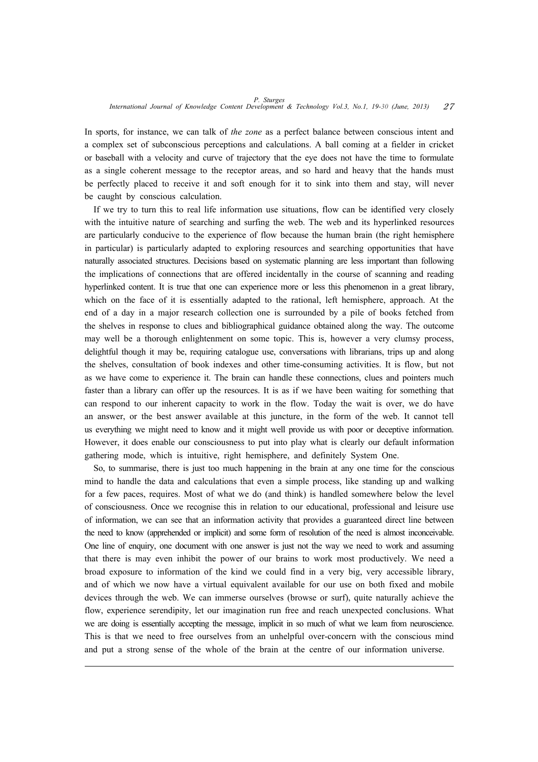In sports, for instance, we can talk of *the zone* as a perfect balance between conscious intent and a complex set of subconscious perceptions and calculations. A ball coming at a fielder in cricket or baseball with a velocity and curve of trajectory that the eye does not have the time to formulate as a single coherent message to the receptor areas, and so hard and heavy that the hands must be perfectly placed to receive it and soft enough for it to sink into them and stay, will never be caught by conscious calculation.

If we try to turn this to real life information use situations, flow can be identified very closely with the intuitive nature of searching and surfing the web. The web and its hyperlinked resources are particularly conducive to the experience of flow because the human brain (the right hemisphere in particular) is particularly adapted to exploring resources and searching opportunities that have naturally associated structures. Decisions based on systematic planning are less important than following the implications of connections that are offered incidentally in the course of scanning and reading hyperlinked content. It is true that one can experience more or less this phenomenon in a great library, which on the face of it is essentially adapted to the rational, left hemisphere, approach. At the end of a day in a major research collection one is surrounded by a pile of books fetched from the shelves in response to clues and bibliographical guidance obtained along the way. The outcome may well be a thorough enlightenment on some topic. This is, however a very clumsy process, delightful though it may be, requiring catalogue use, conversations with librarians, trips up and along the shelves, consultation of book indexes and other time-consuming activities. It is flow, but not as we have come to experience it. The brain can handle these connections, clues and pointers much faster than a library can offer up the resources. It is as if we have been waiting for something that can respond to our inherent capacity to work in the flow. Today the wait is over, we do have an answer, or the best answer available at this juncture, in the form of the web. It cannot tell us everything we might need to know and it might well provide us with poor or deceptive information. However, it does enable our consciousness to put into play what is clearly our default information gathering mode, which is intuitive, right hemisphere, and definitely System One.

So, to summarise, there is just too much happening in the brain at any one time for the conscious mind to handle the data and calculations that even a simple process, like standing up and walking for a few paces, requires. Most of what we do (and think) is handled somewhere below the level of consciousness. Once we recognise this in relation to our educational, professional and leisure use of information, we can see that an information activity that provides a guaranteed direct line between the need to know (apprehended or implicit) and some form of resolution of the need is almost inconceivable. One line of enquiry, one document with one answer is just not the way we need to work and assuming that there is may even inhibit the power of our brains to work most productively. We need a broad exposure to information of the kind we could find in a very big, very accessible library, and of which we now have a virtual equivalent available for our use on both fixed and mobile devices through the web. We can immerse ourselves (browse or surf), quite naturally achieve the flow, experience serendipity, let our imagination run free and reach unexpected conclusions. What we are doing is essentially accepting the message, implicit in so much of what we learn from neuroscience. This is that we need to free ourselves from an unhelpful over-concern with the conscious mind and put a strong sense of the whole of the brain at the centre of our information universe.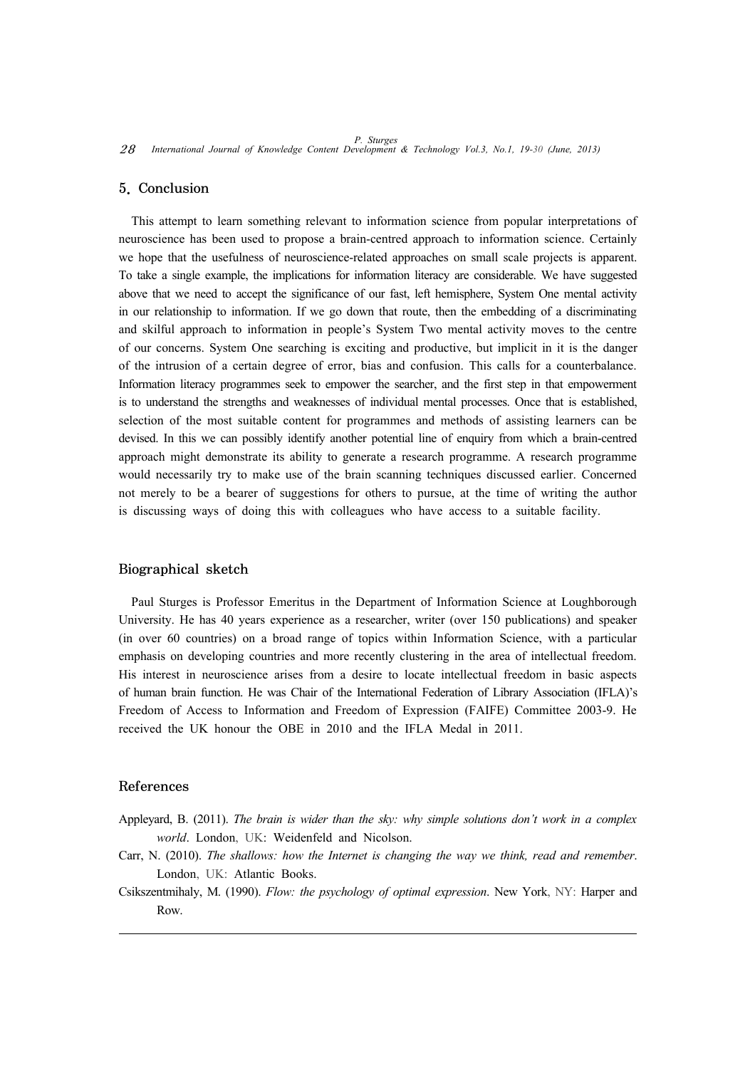## 5. Conclusion

This attempt to learn something relevant to information science from popular interpretations of neuroscience has been used to propose a brain-centred approach to information science. Certainly we hope that the usefulness of neuroscience-related approaches on small scale projects is apparent. To take a single example, the implications for information literacy are considerable. We have suggested above that we need to accept the significance of our fast, left hemisphere, System One mental activity in our relationship to information. If we go down that route, then the embedding of a discriminating and skilful approach to information in people's System Two mental activity moves to the centre of our concerns. System One searching is exciting and productive, but implicit in it is the danger of the intrusion of a certain degree of error, bias and confusion. This calls for a counterbalance. Information literacy programmes seek to empower the searcher, and the first step in that empowerment is to understand the strengths and weaknesses of individual mental processes. Once that is established, selection of the most suitable content for programmes and methods of assisting learners can be devised. In this we can possibly identify another potential line of enquiry from which a brain-centred approach might demonstrate its ability to generate a research programme. A research programme would necessarily try to make use of the brain scanning techniques discussed earlier. Concerned not merely to be a bearer of suggestions for others to pursue, at the time of writing the author is discussing ways of doing this with colleagues who have access to a suitable facility.

## Biographical sketch

Paul Sturges is Professor Emeritus in the Department of Information Science at Loughborough University. He has 40 years experience as a researcher, writer (over 150 publications) and speaker (in over 60 countries) on a broad range of topics within Information Science, with a particular emphasis on developing countries and more recently clustering in the area of intellectual freedom. His interest in neuroscience arises from a desire to locate intellectual freedom in basic aspects of human brain function. He was Chair of the International Federation of Library Association (IFLA)'s Freedom of Access to Information and Freedom of Expression (FAIFE) Committee 2003-9. He received the UK honour the OBE in 2010 and the IFLA Medal in 2011.

## References

Appleyard, B. (2011). *The brain is wider than the sky: why simple solutions don't work in a complex world*. London, UK: Weidenfeld and Nicolson.

Carr, N. (2010). *The shallows: how the Internet is changing the way we think, read and remember*. London, UK: Atlantic Books.

Csikszentmihaly, M. (1990). *Flow: the psychology of optimal expression*. New York, NY: Harper and Row.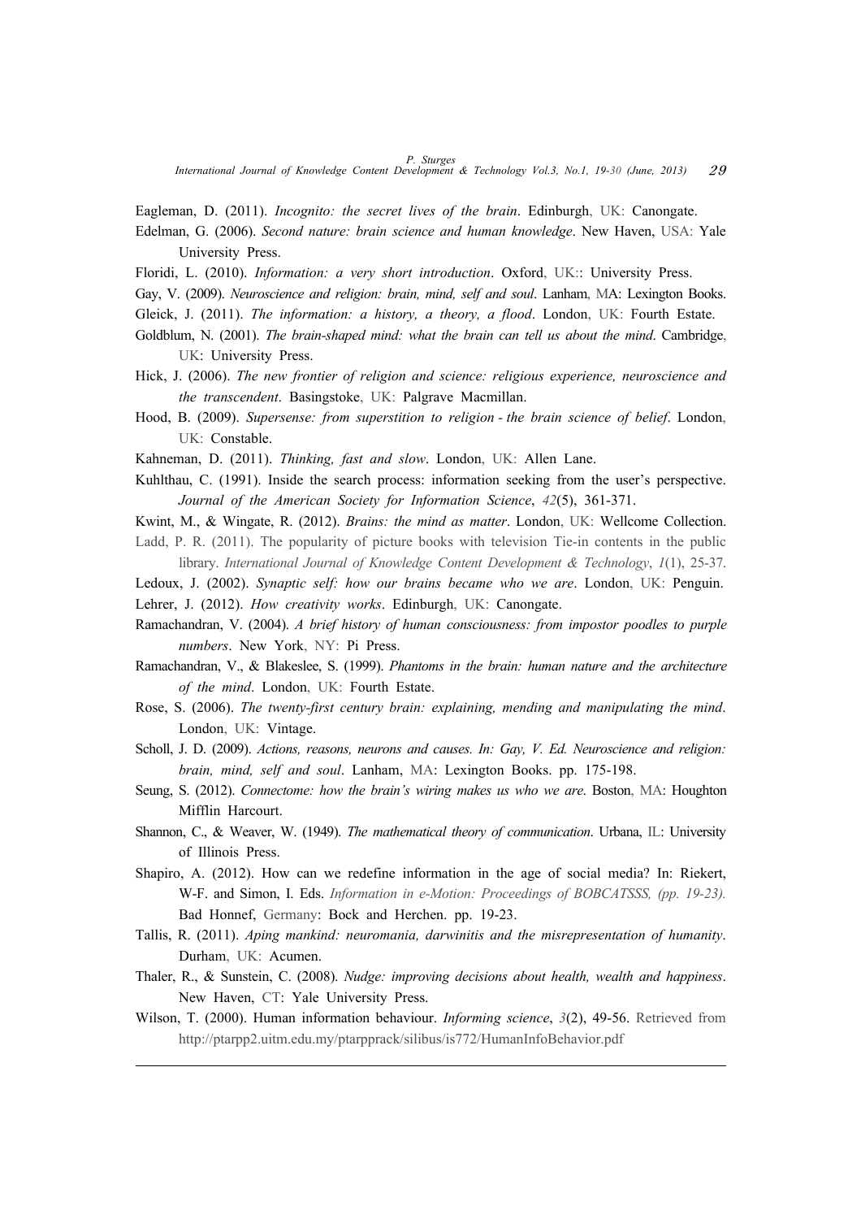Eagleman, D. (2011). *Incognito: the secret lives of the brain*. Edinburgh, UK: Canongate.

Edelman, G. (2006). *Second nature: brain science and human knowledge*. New Haven, USA: Yale University Press.

Floridi, L. (2010). *Information: a very short introduction*. Oxford, UK:: University Press.

Gay, V. (2009). *Neuroscience and religion: brain, mind, self and soul*. Lanham, MA: Lexington Books.

Gleick, J. (2011). *The information: a history, a theory, a flood*. London, UK: Fourth Estate.

Goldblum, N. (2001). *The brain-shaped mind: what the brain can tell us about the mind*. Cambridge, UK: University Press.

Hick, J. (2006). *The new frontier of religion and science: religious experience, neuroscience and the transcendent*. Basingstoke, UK: Palgrave Macmillan.

Hood, B. (2009). *Supersense: from superstition to religion - the brain science of belief*. London, UK: Constable.

Kahneman, D. (2011). *Thinking, fast and slow*. London, UK: Allen Lane.

Kuhlthau, C. (1991). Inside the search process: information seeking from the user's perspective. *Journal of the American Society for Information Science*, *42*(5), 361-371.

Kwint, M., & Wingate, R. (2012). *Brains: the mind as matter*. London, UK: Wellcome Collection.

Ladd, P. R. (2011). The popularity of picture books with television Tie-in contents in the public library. *International Journal of Knowledge Content Development & Technology*, *1*(1), 25-37.

Ledoux, J. (2002). *Synaptic self: how our brains became who we are*. London, UK: Penguin.

Lehrer, J. (2012). *How creativity works*. Edinburgh, UK: Canongate.

Ramachandran, V. (2004). *A brief history of human consciousness: from impostor poodles to purple numbers*. New York, NY: Pi Press.

Ramachandran, V., & Blakeslee, S. (1999). *Phantoms in the brain: human nature and the architecture of the mind*. London, UK: Fourth Estate.

Rose, S. (2006). *The twenty-first century brain: explaining, mending and manipulating the mind*. London, UK: Vintage.

Scholl, J. D. (2009). *Actions, reasons, neurons and causes. In: Gay, V. Ed. Neuroscience and religion: brain, mind, self and soul*. Lanham, MA: Lexington Books. pp. 175-198.

Seung, S. (2012). *Connectome: how the brain's wiring makes us who we are*. Boston, MA: Houghton Mifflin Harcourt.

Shannon, C., & Weaver, W. (1949). *The mathematical theory of communication*. Urbana, IL: University of Illinois Press.

Shapiro, A. (2012). How can we redefine information in the age of social media? In: Riekert, W-F. and Simon, I. Eds. *Information in e-Motion: Proceedings of BOBCATSSS, (pp. 19-23).* Bad Honnef, Germany: Bock and Herchen. pp. 19-23.

Tallis, R. (2011). *Aping mankind: neuromania, darwinitis and the misrepresentation of humanity*. Durham, UK: Acumen.

Thaler, R., & Sunstein, C. (2008). *Nudge: improving decisions about health, wealth and happiness*. New Haven, CT: Yale University Press.

Wilson, T. (2000). Human information behaviour. *Informing science*, *3*(2), 49-56. Retrieved from http://ptarpp2.uitm.edu.my/ptarpprack/silibus/is772/HumanInfoBehavior.pdf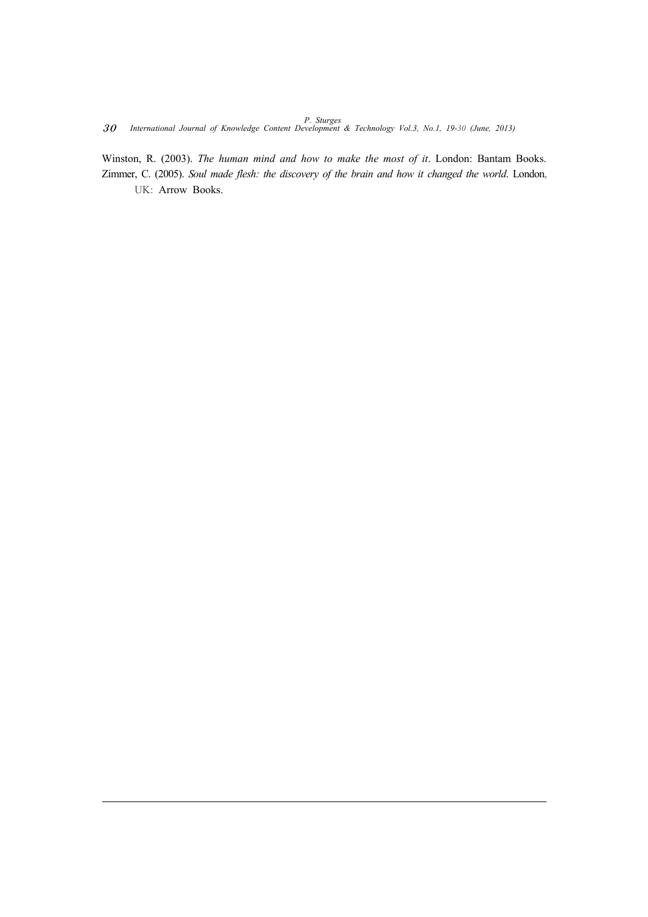Winston, R. (2003). *The human mind and how to make the most of it*. London: Bantam Books.

Zimmer, C. (2005). *Soul made flesh: the discovery of the brain and how it changed the world*. London, UK: Arrow Books.